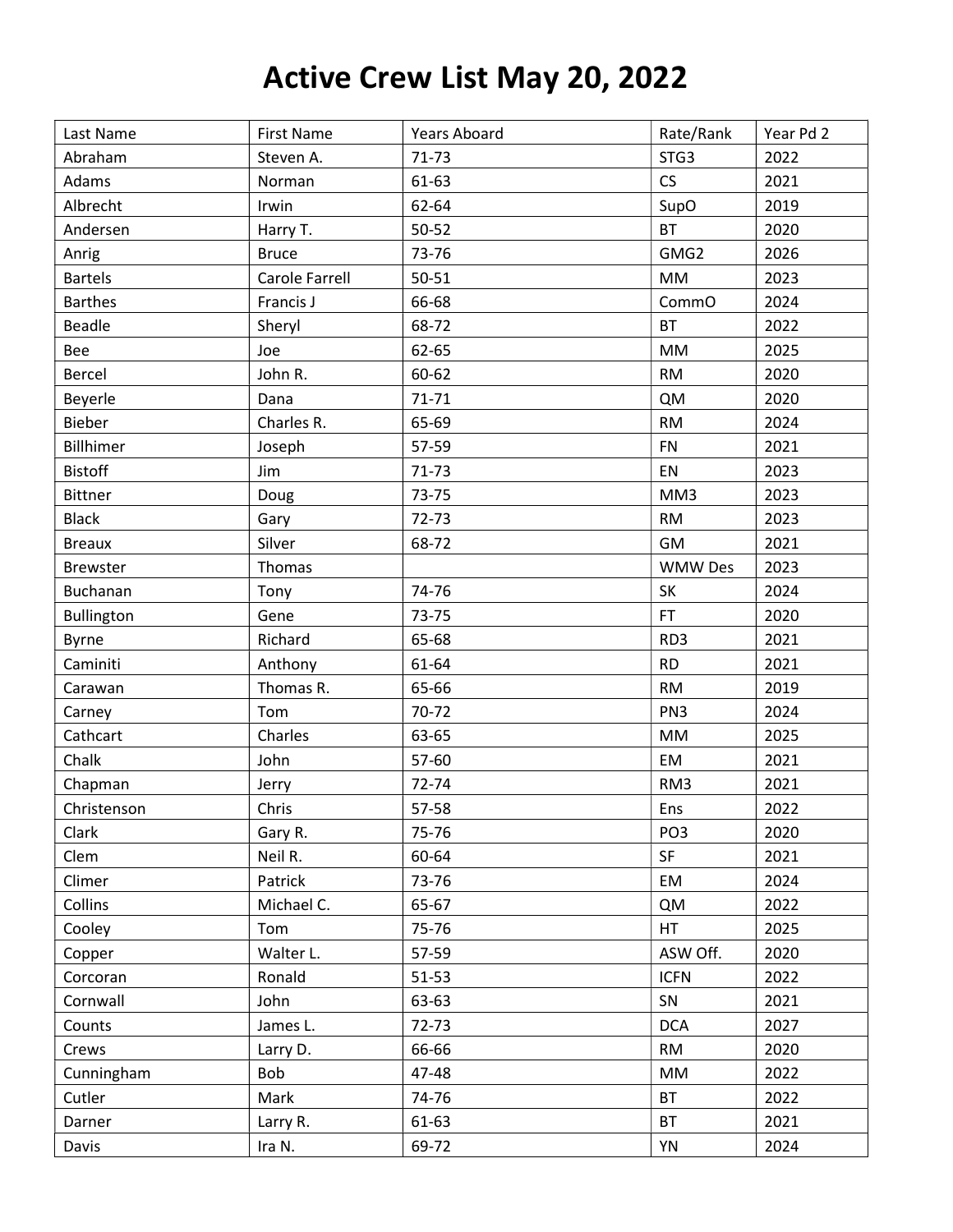# Active Crew List May 20, 2022

| Last Name | First Name | Years Aboard | Rate/Rank | Year Pd 2 |
|---|---|---|---|---|
| Abraham | Steven A. | 71-73 | STG3 | 2022 |
| Adams | Norman | 61-63 | CS | 2021 |
| Albrecht | Irwin | 62-64 | SupO | 2019 |
| Andersen | Harry T. | 50-52 | BT | 2020 |
| Anrig | Bruce | 73-76 | GMG2 | 2026 |
| Bartels | Carole Farrell | 50-51 | MM | 2023 |
| Barthes | Francis J | 66-68 | CommO | 2024 |
| Beadle | Sheryl | 68-72 | BT | 2022 |
| Bee | Joe | 62-65 | MM | 2025 |
| Bercel | John R. | 60-62 | RM | 2020 |
| Beyerle | Dana | 71-71 | QM | 2020 |
| Bieber | Charles R. | 65-69 | RM | 2024 |
| Billhimer | Joseph | 57-59 | FN | 2021 |
| Bistoff | Jim | 71-73 | EN | 2023 |
| Bittner | Doug | 73-75 | MM3 | 2023 |
| Black | Gary | 72-73 | RM | 2023 |
| Breaux | Silver | 68-72 | GM | 2021 |
| Brewster | Thomas | | WMW Des | 2023 |
| Buchanan | Tony | 74-76 | SK | 2024 |
| Bullington | Gene | 73-75 | FT | 2020 |
| Byrne | Richard | 65-68 | RD3 | 2021 |
| Caminiti | Anthony | 61-64 | RD | 2021 |
| Carawan | Thomas R. | 65-66 | RM | 2019 |
| Carney | Tom | 70-72 | PN3 | 2024 |
| Cathcart | Charles | 63-65 | MM | 2025 |
| Chalk | John | 57-60 | EM | 2021 |
| Chapman | Jerry | 72-74 | RM3 | 2021 |
| Christenson | Chris | 57-58 | Ens | 2022 |
| Clark | Gary R. | 75-76 | PO3 | 2020 |
| Clem | Neil R. | 60-64 | SF | 2021 |
| Climer | Patrick | 73-76 | EM | 2024 |
| Collins | Michael C. | 65-67 | QM | 2022 |
| Cooley | Tom | 75-76 | HT | 2025 |
| Copper | Walter L. | 57-59 | ASW Off. | 2020 |
| Corcoran | Ronald | 51-53 | ICFN | 2022 |
| Cornwall | John | 63-63 | SN | 2021 |
| Counts | James L. | 72-73 | DCA | 2027 |
| Crews | Larry D. | 66-66 | RM | 2020 |
| Cunningham | Bob | 47-48 | MM | 2022 |
| Cutler | Mark | 74-76 | BT | 2022 |
| Darner | Larry R. | 61-63 | BT | 2021 |
| Davis | Ira N. | 69-72 | YN | 2024 |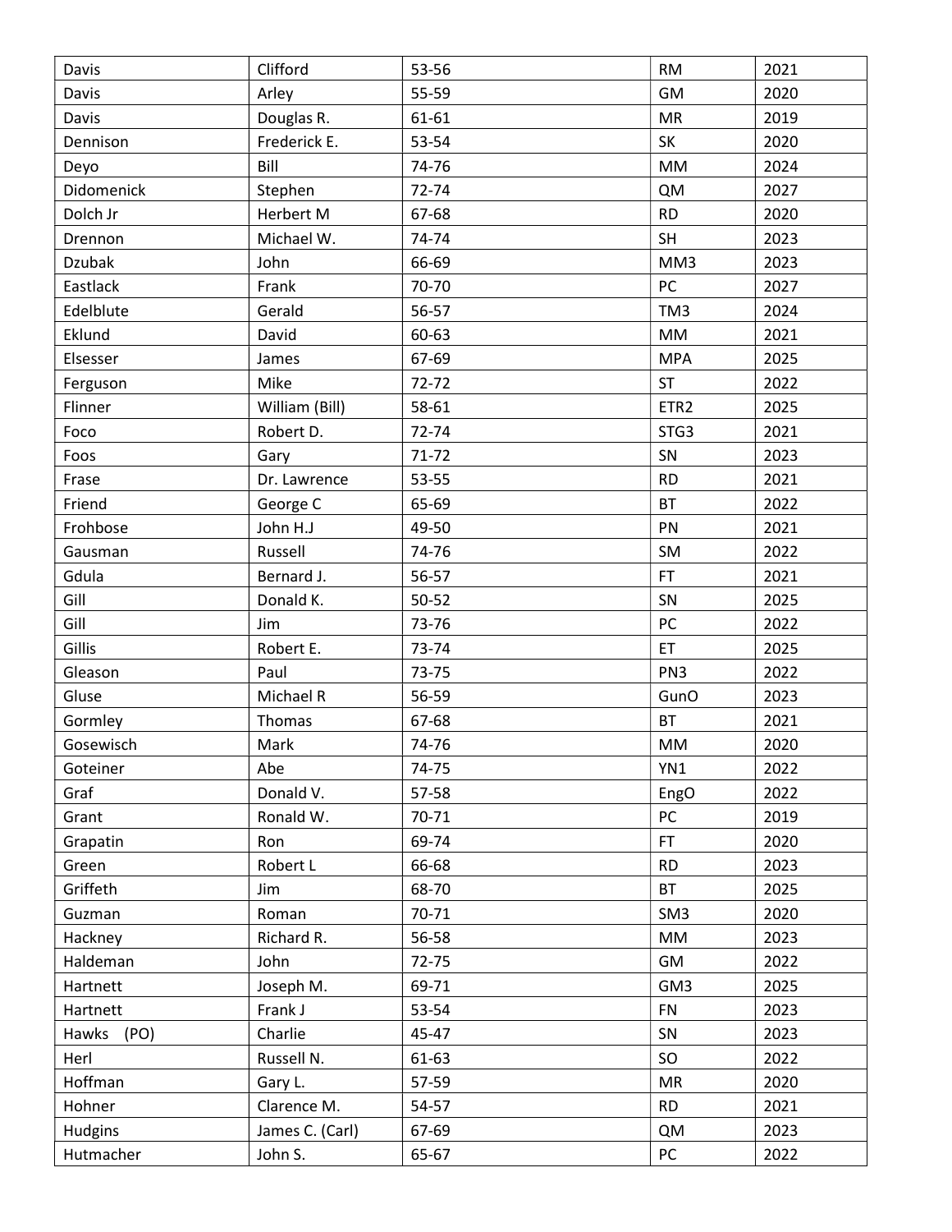| Davis | Clifford | 53-56 | RM | 2021 |
|---|---|---|---|---|
| Davis | Arley | 55-59 | GM | 2020 |
| Davis | Douglas R. | 61-61 | MR | 2019 |
| Dennison | Frederick E. | 53-54 | SK | 2020 |
| Deyo | Bill | 74-76 | MM | 2024 |
| Didomenick | Stephen | 72-74 | QM | 2027 |
| Dolch Jr | Herbert M | 67-68 | RD | 2020 |
| Drennon | Michael W. | 74-74 | SH | 2023 |
| Dzubak | John | 66-69 | MM3 | 2023 |
| Eastlack | Frank | 70-70 | PC | 2027 |
| Edelblute | Gerald | 56-57 | TM3 | 2024 |
| Eklund | David | 60-63 | MM | 2021 |
| Elsesser | James | 67-69 | MPA | 2025 |
| Ferguson | Mike | 72-72 | ST | 2022 |
| Flinner | William (Bill) | 58-61 | ETR2 | 2025 |
| Foco | Robert D. | 72-74 | STG3 | 2021 |
| Foos | Gary | 71-72 | SN | 2023 |
| Frase | Dr. Lawrence | 53-55 | RD | 2021 |
| Friend | George C | 65-69 | BT | 2022 |
| Frohbose | John H.J | 49-50 | PN | 2021 |
| Gausman | Russell | 74-76 | SM | 2022 |
| Gdula | Bernard J. | 56-57 | FT | 2021 |
| Gill | Donald K. | 50-52 | SN | 2025 |
| Gill | Jim | 73-76 | PC | 2022 |
| Gillis | Robert E. | 73-74 | ET | 2025 |
| Gleason | Paul | 73-75 | PN3 | 2022 |
| Gluse | Michael R | 56-59 | GunO | 2023 |
| Gormley | Thomas | 67-68 | BT | 2021 |
| Gosewisch | Mark | 74-76 | MM | 2020 |
| Goteiner | Abe | 74-75 | YN1 | 2022 |
| Graf | Donald V. | 57-58 | EngO | 2022 |
| Grant | Ronald W. | 70-71 | PC | 2019 |
| Grapatin | Ron | 69-74 | FT | 2020 |
| Green | Robert L | 66-68 | RD | 2023 |
| Griffeth | Jim | 68-70 | BT | 2025 |
| Guzman | Roman | 70-71 | SM3 | 2020 |
| Hackney | Richard R. | 56-58 | MM | 2023 |
| Haldeman | John | 72-75 | GM | 2022 |
| Hartnett | Joseph M. | 69-71 | GM3 | 2025 |
| Hartnett | Frank J | 53-54 | FN | 2023 |
| Hawks (PO) | Charlie | 45-47 | SN | 2023 |
| Herl | Russell N. | 61-63 | SO | 2022 |
| Hoffman | Gary L. | 57-59 | MR | 2020 |
| Hohner | Clarence M. | 54-57 | RD | 2021 |
| Hudgins | James C. (Carl) | 67-69 | QM | 2023 |
| Hutmacher | John S. | 65-67 | PC | 2022 |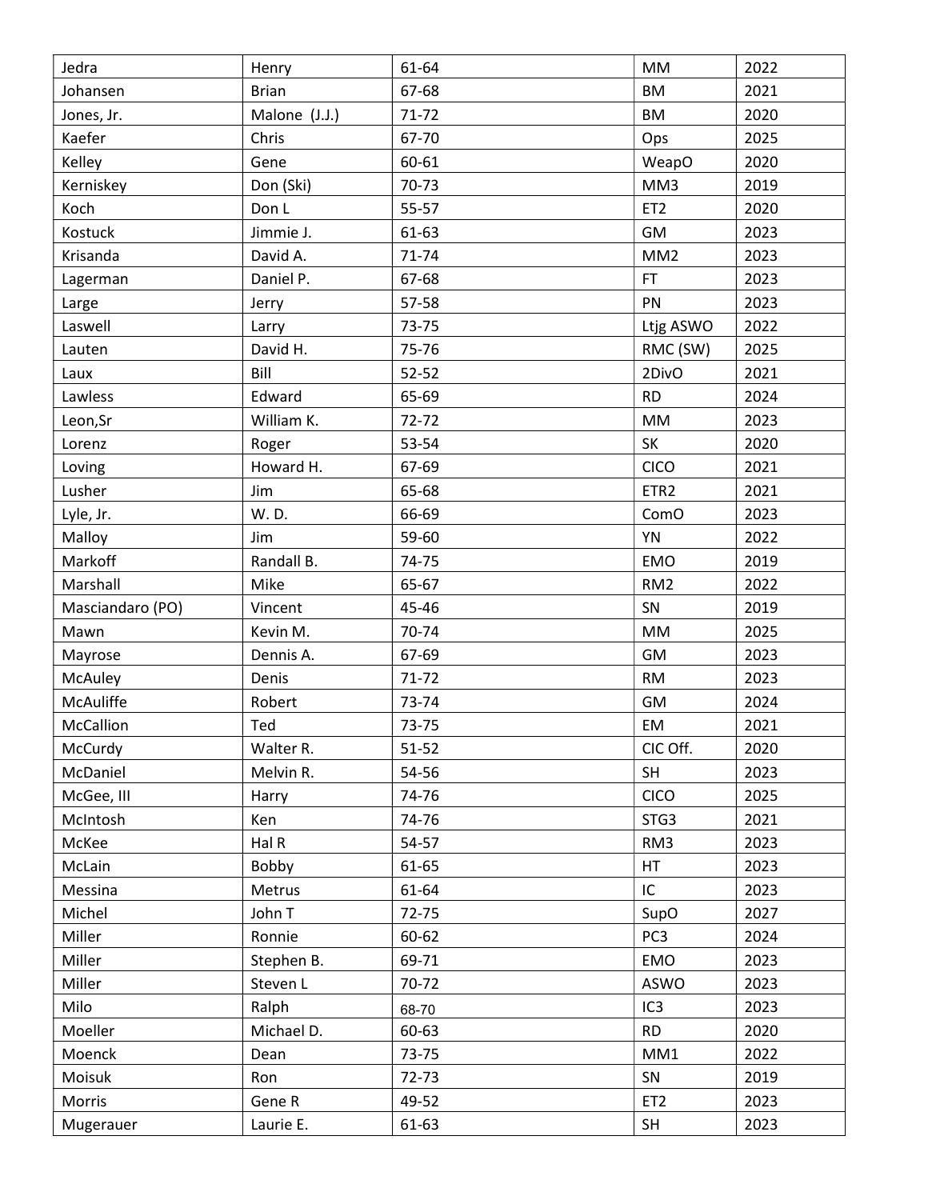| Jedra | Henry | 61-64 | MM | 2022 |
|---|---|---|---|---|
| Johansen | Brian | 67-68 | BM | 2021 |
| Jones, Jr. | Malone (J.J.) | 71-72 | BM | 2020 |
| Kaefer | Chris | 67-70 | Ops | 2025 |
| Kelley | Gene | 60-61 | WeapO | 2020 |
| Kerniskey | Don (Ski) | 70-73 | MM3 | 2019 |
| Koch | Don L | 55-57 | ET2 | 2020 |
| Kostuck | Jimmie J. | 61-63 | GM | 2023 |
| Krisanda | David A. | 71-74 | MM2 | 2023 |
| Lagerman | Daniel P. | 67-68 | FT | 2023 |
| Large | Jerry | 57-58 | PN | 2023 |
| Laswell | Larry | 73-75 | Ltjg ASWO | 2022 |
| Lauten | David H. | 75-76 | RMC (SW) | 2025 |
| Laux | Bill | 52-52 | 2DivO | 2021 |
| Lawless | Edward | 65-69 | RD | 2024 |
| Leon,Sr | William K. | 72-72 | MM | 2023 |
| Lorenz | Roger | 53-54 | SK | 2020 |
| Loving | Howard H. | 67-69 | CICO | 2021 |
| Lusher | Jim | 65-68 | ETR2 | 2021 |
| Lyle, Jr. | W. D. | 66-69 | ComO | 2023 |
| Malloy | Jim | 59-60 | YN | 2022 |
| Markoff | Randall B. | 74-75 | EMO | 2019 |
| Marshall | Mike | 65-67 | RM2 | 2022 |
| Masciandaro (PO) | Vincent | 45-46 | SN | 2019 |
| Mawn | Kevin M. | 70-74 | MM | 2025 |
| Mayrose | Dennis A. | 67-69 | GM | 2023 |
| McAuley | Denis | 71-72 | RM | 2023 |
| McAuliffe | Robert | 73-74 | GM | 2024 |
| McCallion | Ted | 73-75 | EM | 2021 |
| McCurdy | Walter R. | 51-52 | CIC Off. | 2020 |
| McDaniel | Melvin R. | 54-56 | SH | 2023 |
| McGee, III | Harry | 74-76 | CICO | 2025 |
| McIntosh | Ken | 74-76 | STG3 | 2021 |
| McKee | Hal R | 54-57 | RM3 | 2023 |
| McLain | Bobby | 61-65 | HT | 2023 |
| Messina | Metrus | 61-64 | IC | 2023 |
| Michel | John T | 72-75 | SupO | 2027 |
| Miller | Ronnie | 60-62 | PC3 | 2024 |
| Miller | Stephen B. | 69-71 | EMO | 2023 |
| Miller | Steven L | 70-72 | ASWO | 2023 |
| Milo | Ralph | 68-70 | IC3 | 2023 |
| Moeller | Michael D. | 60-63 | RD | 2020 |
| Moenck | Dean | 73-75 | MM1 | 2022 |
| Moisuk | Ron | 72-73 | SN | 2019 |
| Morris | Gene R | 49-52 | ET2 | 2023 |
| Mugerauer | Laurie E. | 61-63 | SH | 2023 |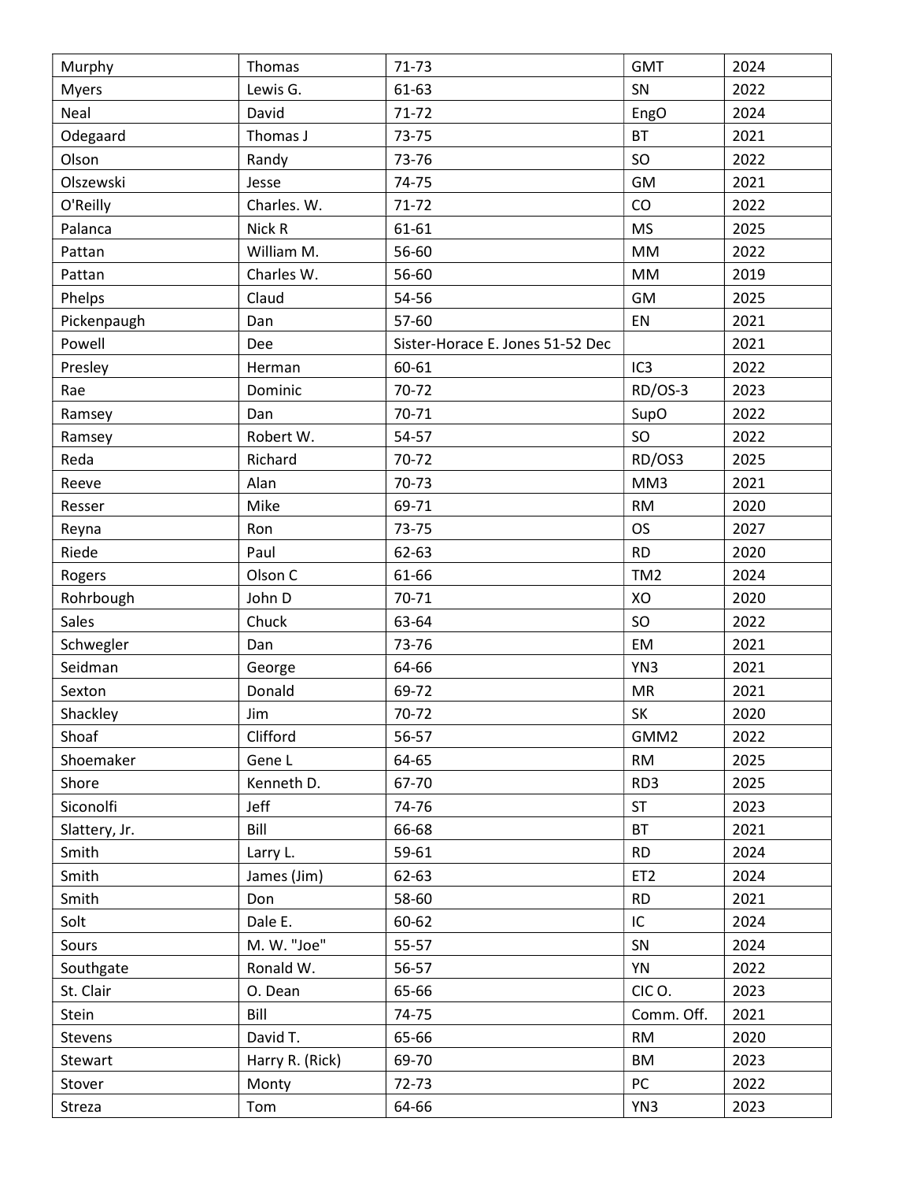| Murphy | Thomas | 71-73 | GMT | 2024 |
|---|---|---|---|---|
| Myers | Lewis G. | 61-63 | SN | 2022 |
| Neal | David | 71-72 | EngO | 2024 |
| Odegaard | Thomas J | 73-75 | BT | 2021 |
| Olson | Randy | 73-76 | SO | 2022 |
| Olszewski | Jesse | 74-75 | GM | 2021 |
| O'Reilly | Charles. W. | 71-72 | CO | 2022 |
| Palanca | Nick R | 61-61 | MS | 2025 |
| Pattan | William M. | 56-60 | MM | 2022 |
| Pattan | Charles W. | 56-60 | MM | 2019 |
| Phelps | Claud | 54-56 | GM | 2025 |
| Pickenpaugh | Dan | 57-60 | EN | 2021 |
| Powell | Dee | Sister-Horace E. Jones 51-52 Dec | | 2021 |
| Presley | Herman | 60-61 | IC3 | 2022 |
| Rae | Dominic | 70-72 | RD/OS-3 | 2023 |
| Ramsey | Dan | 70-71 | SupO | 2022 |
| Ramsey | Robert W. | 54-57 | SO | 2022 |
| Reda | Richard | 70-72 | RD/OS3 | 2025 |
| Reeve | Alan | 70-73 | MM3 | 2021 |
| Resser | Mike | 69-71 | RM | 2020 |
| Reyna | Ron | 73-75 | OS | 2027 |
| Riede | Paul | 62-63 | RD | 2020 |
| Rogers | Olson C | 61-66 | TM2 | 2024 |
| Rohrbough | John D | 70-71 | XO | 2020 |
| Sales | Chuck | 63-64 | SO | 2022 |
| Schwegler | Dan | 73-76 | EM | 2021 |
| Seidman | George | 64-66 | YN3 | 2021 |
| Sexton | Donald | 69-72 | MR | 2021 |
| Shackley | Jim | 70-72 | SK | 2020 |
| Shoaf | Clifford | 56-57 | GMM2 | 2022 |
| Shoemaker | Gene L | 64-65 | RM | 2025 |
| Shore | Kenneth D. | 67-70 | RD3 | 2025 |
| Siconolfi | Jeff | 74-76 | ST | 2023 |
| Slattery, Jr. | Bill | 66-68 | BT | 2021 |
| Smith | Larry L. | 59-61 | RD | 2024 |
| Smith | James (Jim) | 62-63 | ET2 | 2024 |
| Smith | Don | 58-60 | RD | 2021 |
| Solt | Dale E. | 60-62 | IC | 2024 |
| Sours | M. W. "Joe" | 55-57 | SN | 2024 |
| Southgate | Ronald W. | 56-57 | YN | 2022 |
| St. Clair | O. Dean | 65-66 | CIC O. | 2023 |
| Stein | Bill | 74-75 | Comm. Off. | 2021 |
| Stevens | David T. | 65-66 | RM | 2020 |
| Stewart | Harry R. (Rick) | 69-70 | BM | 2023 |
| Stover | Monty | 72-73 | PC | 2022 |
| Streza | Tom | 64-66 | YN3 | 2023 |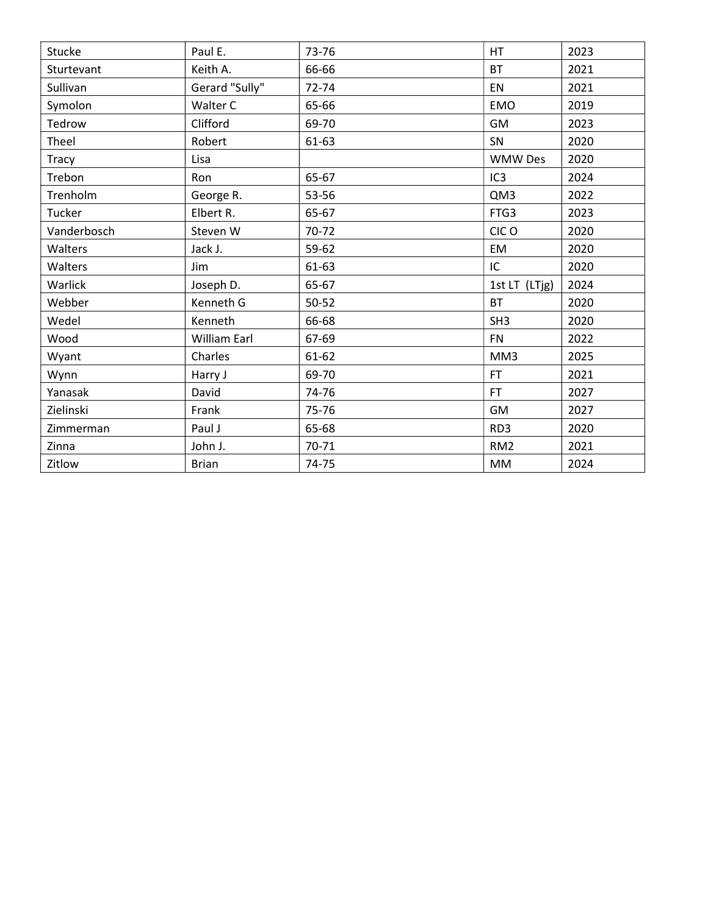| | | | | |
|---|---|---|---|---|
| Stucke | Paul E. | 73-76 | HT | 2023 |
| Sturtevant | Keith A. | 66-66 | BT | 2021 |
| Sullivan | Gerard "Sully" | 72-74 | EN | 2021 |
| Symolon | Walter C | 65-66 | EMO | 2019 |
| Tedrow | Clifford | 69-70 | GM | 2023 |
| Theel | Robert | 61-63 | SN | 2020 |
| Tracy | Lisa | | WMW Des | 2020 |
| Trebon | Ron | 65-67 | IC3 | 2024 |
| Trenholm | George R. | 53-56 | QM3 | 2022 |
| Tucker | Elbert R. | 65-67 | FTG3 | 2023 |
| Vanderbosch | Steven W | 70-72 | CIC O | 2020 |
| Walters | Jack J. | 59-62 | EM | 2020 |
| Walters | Jim | 61-63 | IC | 2020 |
| Warlick | Joseph D. | 65-67 | 1st LT (LTjg) | 2024 |
| Webber | Kenneth G | 50-52 | BT | 2020 |
| Wedel | Kenneth | 66-68 | SH3 | 2020 |
| Wood | William Earl | 67-69 | FN | 2022 |
| Wyant | Charles | 61-62 | MM3 | 2025 |
| Wynn | Harry J | 69-70 | FT | 2021 |
| Yanasak | David | 74-76 | FT | 2027 |
| Zielinski | Frank | 75-76 | GM | 2027 |
| Zimmerman | Paul J | 65-68 | RD3 | 2020 |
| Zinna | John J. | 70-71 | RM2 | 2021 |
| Zitlow | Brian | 74-75 | MM | 2024 |